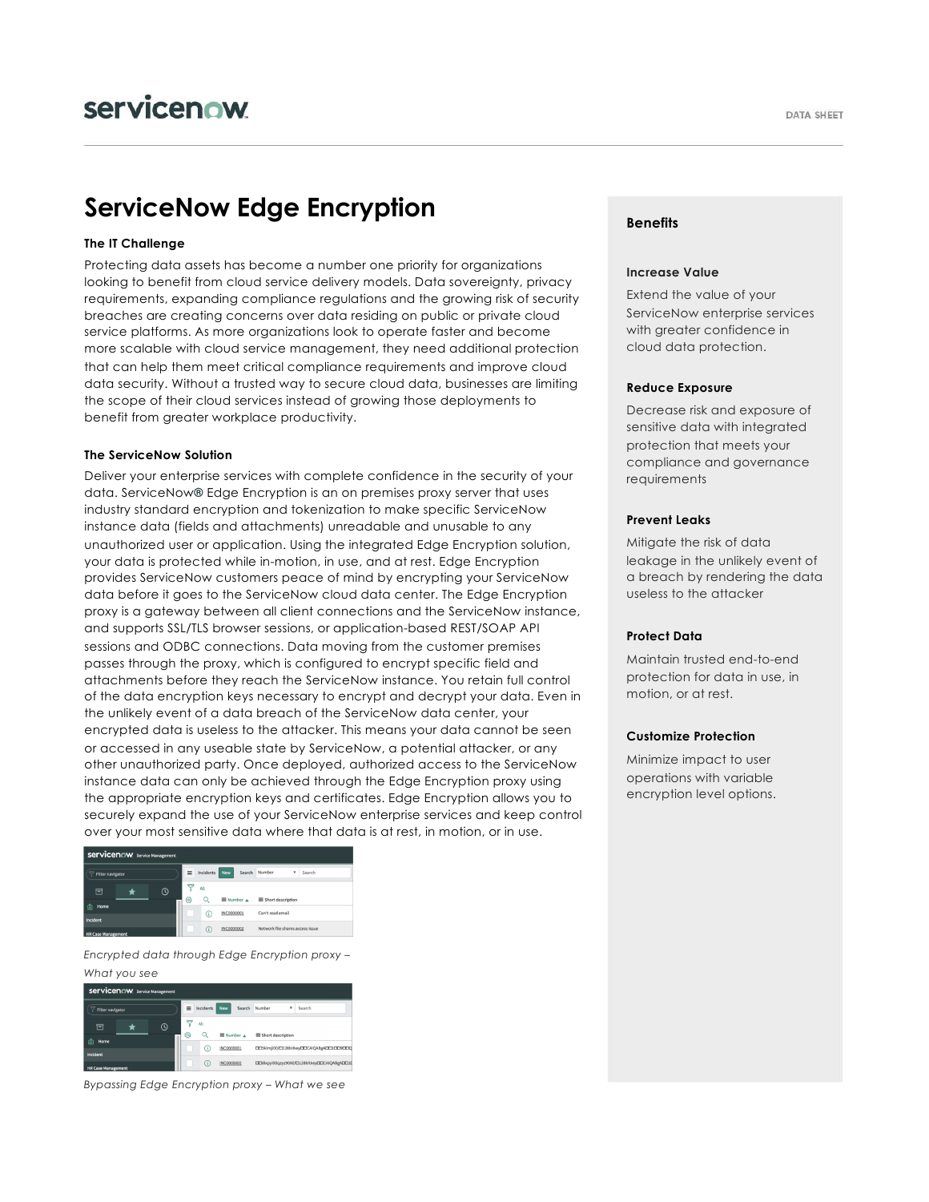servicenow

DATA SHEET

# ServiceNow Edge Encryption

### The IT Challenge

Protecting data assets has become a number one priority for organizations looking to benefit from cloud service delivery models. Data sovereignty, privacy requirements, expanding compliance regulations and the growing risk of security breaches are creating concerns over data residing on public or private cloud service platforms. As more organizations look to operate faster and become more scalable with cloud service management, they need additional protection that can help them meet critical compliance requirements and improve cloud data security. Without a trusted way to secure cloud data, businesses are limiting the scope of their cloud services instead of growing those deployments to benefit from greater workplace productivity.

### The ServiceNow Solution

Deliver your enterprise services with complete confidence in the security of your data. ServiceNow® Edge Encryption is an on premises proxy server that uses industry standard encryption and tokenization to make specific ServiceNow instance data (fields and attachments) unreadable and unusable to any unauthorized user or application. Using the integrated Edge Encryption solution, your data is protected while in-motion, in use, and at rest. Edge Encryption provides ServiceNow customers peace of mind by encrypting your ServiceNow data before it goes to the ServiceNow cloud data center. The Edge Encryption proxy is a gateway between all client connections and the ServiceNow instance, and supports SSL/TLS browser sessions, or application-based REST/SOAP API sessions and ODBC connections. Data moving from the customer premises passes through the proxy, which is configured to encrypt specific field and attachments before they reach the ServiceNow instance. You retain full control of the data encryption keys necessary to encrypt and decrypt your data. Even in the unlikely event of a data breach of the ServiceNow data center, your encrypted data is useless to the attacker. This means your data cannot be seen or accessed in any useable state by ServiceNow, a potential attacker, or any other unauthorized party. Once deployed, authorized access to the ServiceNow instance data can only be achieved through the Edge Encryption proxy using the appropriate encryption keys and certificates. Edge Encryption allows you to securely expand the use of your ServiceNow enterprise services and keep control over your most sensitive data where that data is at rest, in motion, or in use.

*Encrypted data through Edge Encryption proxy – What you see*

*Bypassing Edge Encryption proxy – What we see*

## Benefits

### Increase Value

Extend the value of your ServiceNow enterprise services with greater confidence in cloud data protection.

### Reduce Exposure

Decrease risk and exposure of sensitive data with integrated protection that meets your compliance and governance requirements

### Prevent Leaks

Mitigate the risk of data leakage in the unlikely event of a breach by rendering the data useless to the attacker

### Protect Data

Maintain trusted end-to-end protection for data in use, in motion, or at rest.

### Customize Protection

Minimize impact to user operations with variable encryption level options.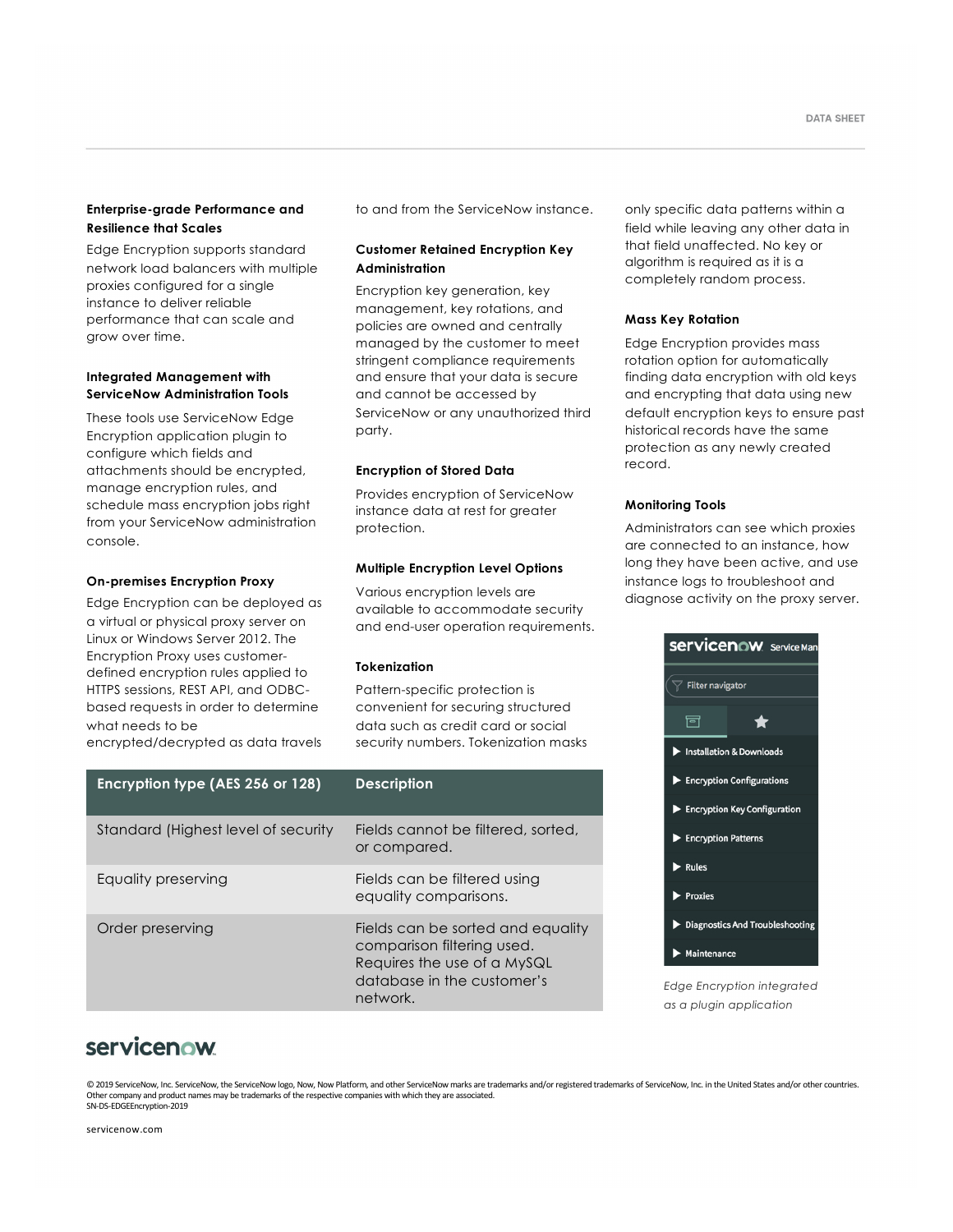### Enterprise-grade Performance and Resilience that Scales

Edge Encryption supports standard network load balancers with multiple proxies configured for a single instance to deliver reliable performance that can scale and grow over time.

### Integrated Management with ServiceNow Administration Tools

These tools use ServiceNow Edge Encryption application plugin to configure which fields and attachments should be encrypted, manage encryption rules, and schedule mass encryption jobs right from your ServiceNow administration console.

### On-premises Encryption Proxy

Edge Encryption can be deployed as a virtual or physical proxy server on Linux or Windows Server 2012. The Encryption Proxy uses customer-defined encryption rules applied to HTTPS sessions, REST API, and ODBC-based requests in order to determine what needs to be encrypted/decrypted as data travels to and from the ServiceNow instance.

### Customer Retained Encryption Key Administration

Encryption key generation, key management, key rotations, and policies are owned and centrally managed by the customer to meet stringent compliance requirements and ensure that your data is secure and cannot be accessed by ServiceNow or any unauthorized third party.

### Encryption of Stored Data

Provides encryption of ServiceNow instance data at rest for greater protection.

### Multiple Encryption Level Options

Various encryption levels are available to accommodate security and end-user operation requirements.

### Tokenization

Pattern-specific protection is convenient for securing structured data such as credit card or social security numbers. Tokenization masks only specific data patterns within a field while leaving any other data in that field unaffected. No key or algorithm is required as it is a completely random process.

### Mass Key Rotation

Edge Encryption provides mass rotation option for automatically finding data encryption with old keys and encrypting that data using new default encryption keys to ensure past historical records have the same protection as any newly created record.

### Monitoring Tools

Administrators can see which proxies are connected to an instance, how long they have been active, and use instance logs to troubleshoot and diagnose activity on the proxy server.

| Encryption type (AES 256 or 128) | Description |
| --- | --- |
| Standard (Highest level of security | Fields cannot be filtered, sorted, or compared. |
| Equality preserving | Fields can be filtered using equality comparisons. |
| Order preserving | Fields can be sorted and equality comparison filtering used. Requires the use of a MySQL database in the customer's network. |

servicenow. Service Man

Filter navigator

- Installation & Downloads
- Encryption Configurations
- Encryption Key Configuration
- Encryption Patterns
- Rules
- Proxies
- Diagnostics And Troubleshooting
- Maintenance

*Edge Encryption integrated as a plugin application*

servicenow

© 2019 ServiceNow, Inc. ServiceNow, the ServiceNow logo, Now, Now Platform, and other ServiceNow marks are trademarks and/or registered trademarks of ServiceNow, Inc. in the United States and/or other countries. Other company and product names may be trademarks of the respective companies with which they are associated.
SN-DS-EDGEEncryption-2019

servicenow.com